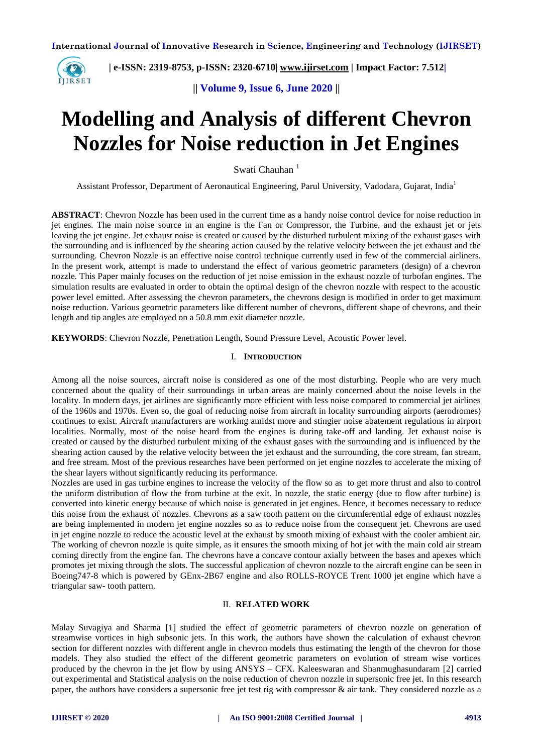# Modelling and Analysis of different Chevron Nozzles for Noise reduction in Jet Engines

Swati Chauhan [1]

Assistant Professor, Department of Aeronautical Engineering, Parul University, Vadodara, Gujarat, India[1]

**ABSTRACT**: Chevron Nozzle has been used in the current time as a handy noise control device for noise reduction in jet engines. The main noise source in an engine is the Fan or Compressor, the Turbine, and the exhaust jet or jets leaving the jet engine. Jet exhaust noise is created or caused by the disturbed turbulent mixing of the exhaust gases with the surrounding and is influenced by the shearing action caused by the relative velocity between the jet exhaust and the surrounding. Chevron Nozzle is an effective noise control technique currently used in few of the commercial airliners. In the present work, attempt is made to understand the effect of various geometric parameters (design) of a chevron nozzle. This Paper mainly focuses on the reduction of jet noise emission in the exhaust nozzle of turbofan engines. The simulation results are evaluated in order to obtain the optimal design of the chevron nozzle with respect to the acoustic power level emitted. After assessing the chevron parameters, the chevrons design is modified in order to get maximum noise reduction. Various geometric parameters like different number of chevrons, different shape of chevrons, and their length and tip angles are employed on a 50.8 mm exit diameter nozzle.

**KEYWORDS**: Chevron Nozzle, Penetration Length, Sound Pressure Level, Acoustic Power level.

## I. INTRODUCTION

Among all the noise sources, aircraft noise is considered as one of the most disturbing. People who are very much concerned about the quality of their surroundings in urban areas are mainly concerned about the noise levels in the locality. In modern days, jet airlines are significantly more efficient with less noise compared to commercial jet airlines of the 1960s and 1970s. Even so, the goal of reducing noise from aircraft in locality surrounding airports (aerodromes) continues to exist. Aircraft manufacturers are working amidst more and stingier noise abatement regulations in airport localities. Normally, most of the noise heard from the engines is during take-off and landing. Jet exhaust noise is created or caused by the disturbed turbulent mixing of the exhaust gases with the surrounding and is influenced by the shearing action caused by the relative velocity between the jet exhaust and the surrounding, the core stream, fan stream, and free stream. Most of the previous researches have been performed on jet engine nozzles to accelerate the mixing of the shear layers without significantly reducing its performance.

Nozzles are used in gas turbine engines to increase the velocity of the flow so as to get more thrust and also to control the uniform distribution of flow the from turbine at the exit. In nozzle, the static energy (due to flow after turbine) is converted into kinetic energy because of which noise is generated in jet engines. Hence, it becomes necessary to reduce this noise from the exhaust of nozzles. Chevrons as a saw tooth pattern on the circumferential edge of exhaust nozzles are being implemented in modern jet engine nozzles so as to reduce noise from the consequent jet. Chevrons are used in jet engine nozzle to reduce the acoustic level at the exhaust by smooth mixing of exhaust with the cooler ambient air. The working of chevron nozzle is quite simple, as it ensures the smooth mixing of hot jet with the main cold air stream coming directly from the engine fan. The chevrons have a concave contour axially between the bases and apexes which promotes jet mixing through the slots. The successful application of chevron nozzle to the aircraft engine can be seen in Boeing747-8 which is powered by GEnx-2B67 engine and also ROLLS-ROYCE Trent 1000 jet engine which have a triangular saw- tooth pattern.

## II. RELATED WORK

Malay Suvagiya and Sharma [1] studied the effect of geometric parameters of chevron nozzle on generation of streamwise vortices in high subsonic jets. In this work, the authors have shown the calculation of exhaust chevron section for different nozzles with different angle in chevron models thus estimating the length of the chevron for those models. They also studied the effect of the different geometric parameters on evolution of stream wise vortices produced by the chevron in the jet flow by using ANSYS – CFX. Kaleeswaran and Shanmughasundaram [2] carried out experimental and Statistical analysis on the noise reduction of chevron nozzle in supersonic free jet. In this research paper, the authors have considers a supersonic free jet test rig with compressor & air tank. They considered nozzle as a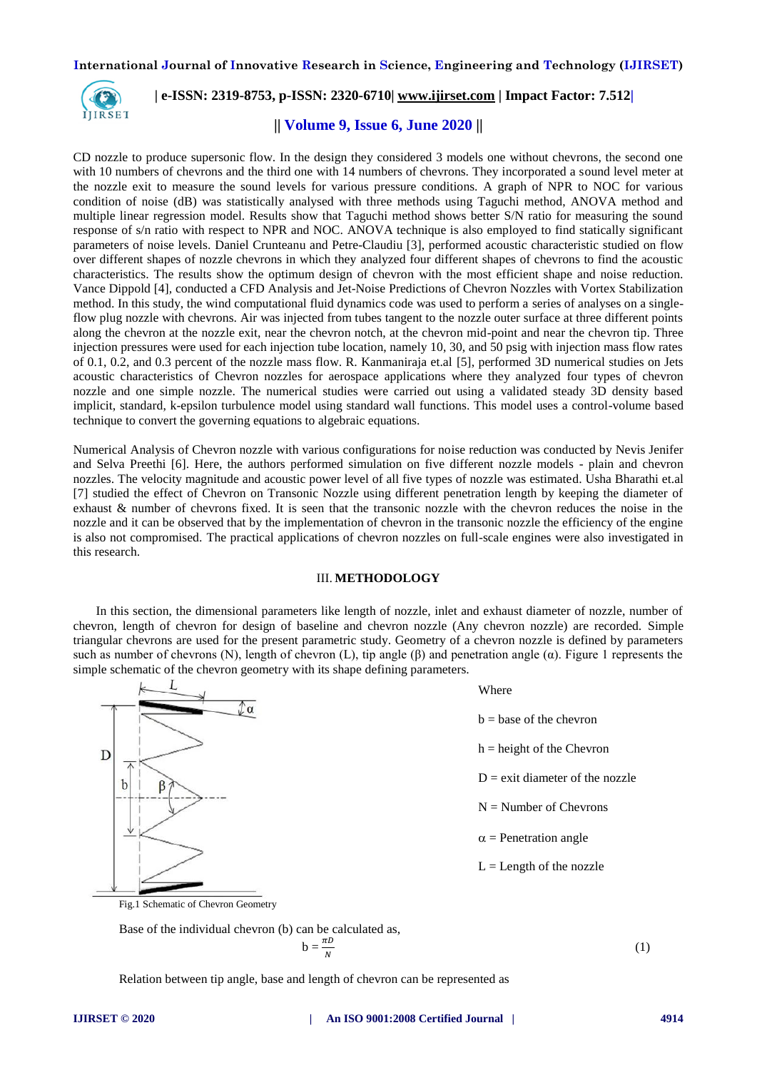CD nozzle to produce supersonic flow. In the design they considered 3 models one without chevrons, the second one with 10 numbers of chevrons and the third one with 14 numbers of chevrons. They incorporated a sound level meter at the nozzle exit to measure the sound levels for various pressure conditions. A graph of NPR to NOC for various condition of noise (dB) was statistically analysed with three methods using Taguchi method, ANOVA method and multiple linear regression model. Results show that Taguchi method shows better S/N ratio for measuring the sound response of s/n ratio with respect to NPR and NOC. ANOVA technique is also employed to find statically significant parameters of noise levels. Daniel Crunteanu and Petre-Claudiu [3], performed acoustic characteristic studied on flow over different shapes of nozzle chevrons in which they analyzed four different shapes of chevrons to find the acoustic characteristics. The results show the optimum design of chevron with the most efficient shape and noise reduction. Vance Dippold [4], conducted a CFD Analysis and Jet-Noise Predictions of Chevron Nozzles with Vortex Stabilization method. In this study, the wind computational fluid dynamics code was used to perform a series of analyses on a single-flow plug nozzle with chevrons. Air was injected from tubes tangent to the nozzle outer surface at three different points along the chevron at the nozzle exit, near the chevron notch, at the chevron mid-point and near the chevron tip. Three injection pressures were used for each injection tube location, namely 10, 30, and 50 psig with injection mass flow rates of 0.1, 0.2, and 0.3 percent of the nozzle mass flow. R. Kanmaniraja et.al [5], performed 3D numerical studies on Jets acoustic characteristics of Chevron nozzles for aerospace applications where they analyzed four types of chevron nozzle and one simple nozzle. The numerical studies were carried out using a validated steady 3D density based implicit, standard, k-epsilon turbulence model using standard wall functions. This model uses a control-volume based technique to convert the governing equations to algebraic equations.

Numerical Analysis of Chevron nozzle with various configurations for noise reduction was conducted by Nevis Jenifer and Selva Preethi [6]. Here, the authors performed simulation on five different nozzle models - plain and chevron nozzles. The velocity magnitude and acoustic power level of all five types of nozzle was estimated. Usha Bharathi et.al [7] studied the effect of Chevron on Transonic Nozzle using different penetration length by keeping the diameter of exhaust & number of chevrons fixed. It is seen that the transonic nozzle with the chevron reduces the noise in the nozzle and it can be observed that by the implementation of chevron in the transonic nozzle the efficiency of the engine is also not compromised. The practical applications of chevron nozzles on full-scale engines were also investigated in this research.

## III. METHODOLOGY

In this section, the dimensional parameters like length of nozzle, inlet and exhaust diameter of nozzle, number of chevron, length of chevron for design of baseline and chevron nozzle (Any chevron nozzle) are recorded. Simple triangular chevrons are used for the present parametric study. Geometry of a chevron nozzle is defined by parameters such as number of chevrons (N), length of chevron (L), tip angle (β) and penetration angle (α). Figure 1 represents the simple schematic of the chevron geometry with its shape defining parameters.

Fig.1 Schematic of Chevron Geometry

Where

b = base of the chevron

h = height of the Chevron

D = exit diameter of the nozzle

N = Number of Chevrons

α = Penetration angle

L = Length of the nozzle

Base of the individual chevron (b) can be calculated as,

$$b = \frac{\pi D}{N} \tag{1}$$

Relation between tip angle, base and length of chevron can be represented as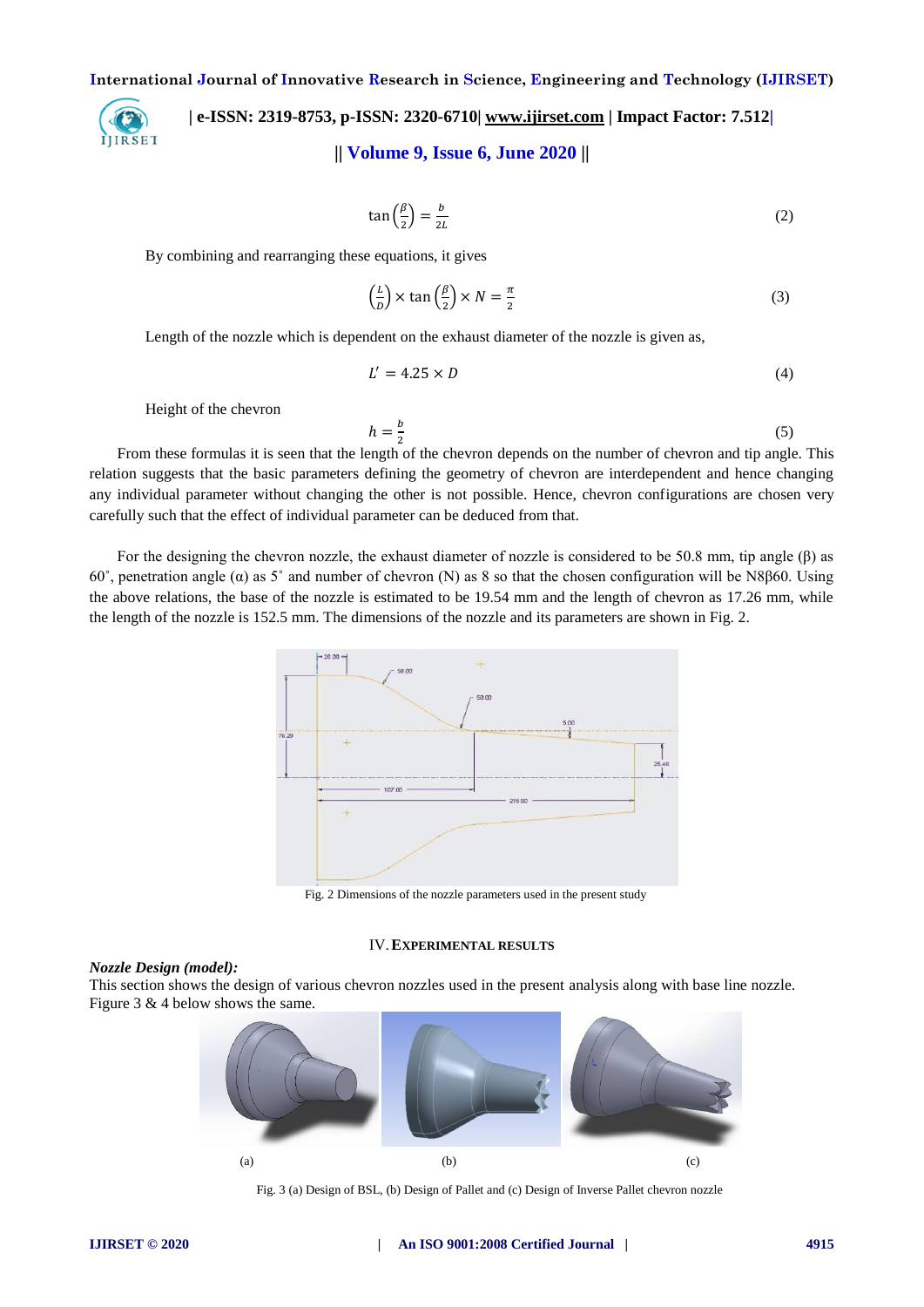$$\tan\left(\frac{\beta}{2}\right) = \frac{b}{2L} \tag{2}$$

By combining and rearranging these equations, it gives

$$\left(\frac{L}{D}\right) \times \tan\left(\frac{\beta}{2}\right) \times N = \frac{\pi}{2} \tag{3}$$

Length of the nozzle which is dependent on the exhaust diameter of the nozzle is given as,

$$L' = 4.25 \times D \tag{4}$$

Height of the chevron

$$h = \frac{b}{2} \tag{5}$$

From these formulas it is seen that the length of the chevron depends on the number of chevron and tip angle. This relation suggests that the basic parameters defining the geometry of chevron are interdependent and hence changing any individual parameter without changing the other is not possible. Hence, chevron configurations are chosen very carefully such that the effect of individual parameter can be deduced from that.

For the designing the chevron nozzle, the exhaust diameter of nozzle is considered to be 50.8 mm, tip angle (β) as 60˚, penetration angle (α) as 5˚ and number of chevron (N) as 8 so that the chosen configuration will be N8β60. Using the above relations, the base of the nozzle is estimated to be 19.54 mm and the length of chevron as 17.26 mm, while the length of the nozzle is 152.5 mm. The dimensions of the nozzle and its parameters are shown in Fig. 2.

Fig. 2 Dimensions of the nozzle parameters used in the present study

## IV. EXPERIMENTAL RESULTS

***Nozzle Design (model):***

This section shows the design of various chevron nozzles used in the present analysis along with base line nozzle. Figure 3 & 4 below shows the same.

(a) (b) (c)

Fig. 3 (a) Design of BSL, (b) Design of Pallet and (c) Design of Inverse Pallet chevron nozzle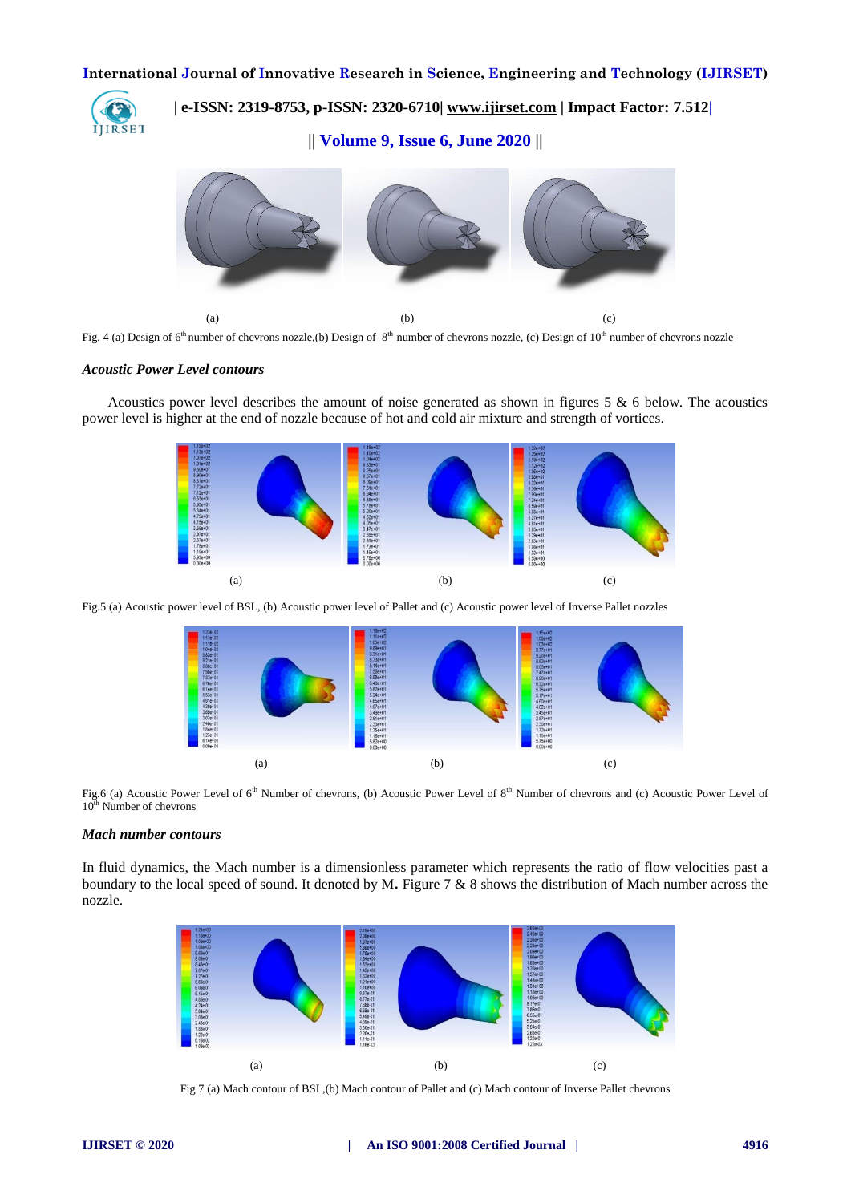(a) (b) (c)

Fig. 4 (a) Design of 6th number of chevrons nozzle,(b) Design of 8th number of chevrons nozzle, (c) Design of 10th number of chevrons nozzle

### *Acoustic Power Level contours*

Acoustics power level describes the amount of noise generated as shown in figures 5 & 6 below. The acoustics power level is higher at the end of nozzle because of hot and cold air mixture and strength of vortices.

(a) (b) (c)

Fig.5 (a) Acoustic power level of BSL, (b) Acoustic power level of Pallet and (c) Acoustic power level of Inverse Pallet nozzles

(a) (b) (c)

Fig.6 (a) Acoustic Power Level of 6th Number of chevrons, (b) Acoustic Power Level of 8th Number of chevrons and (c) Acoustic Power Level of 10th Number of chevrons

### *Mach number contours*

In fluid dynamics, the Mach number is a dimensionless parameter which represents the ratio of flow velocities past a boundary to the local speed of sound. It denoted by M. Figure 7 & 8 shows the distribution of Mach number across the nozzle.

(a) (b) (c)

Fig.7 (a) Mach contour of BSL,(b) Mach contour of Pallet and (c) Mach contour of Inverse Pallet chevrons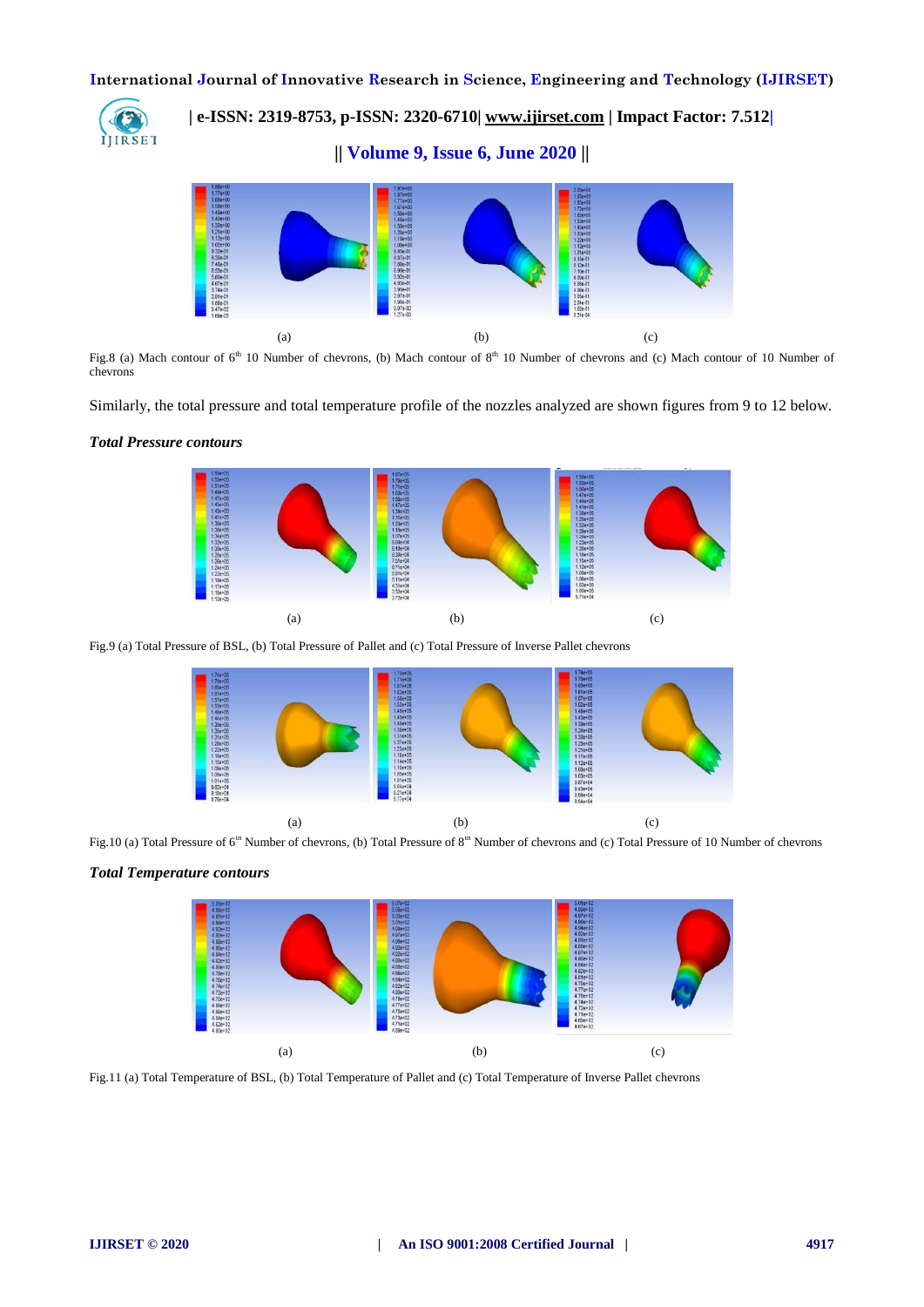(a) (b) (c)

Fig.8 (a) Mach contour of 6th 10 Number of chevrons, (b) Mach contour of 8th 10 Number of chevrons and (c) Mach contour of 10 Number of chevrons

Similarly, the total pressure and total temperature profile of the nozzles analyzed are shown figures from 9 to 12 below.

***Total Pressure contours***

(a) (b) (c)

Fig.9 (a) Total Pressure of BSL, (b) Total Pressure of Pallet and (c) Total Pressure of Inverse Pallet chevrons

(a) (b) (c)

Fig.10 (a) Total Pressure of 6th Number of chevrons, (b) Total Pressure of 8th Number of chevrons and (c) Total Pressure of 10 Number of chevrons

***Total Temperature contours***

(a) (b) (c)

Fig.11 (a) Total Temperature of BSL, (b) Total Temperature of Pallet and (c) Total Temperature of Inverse Pallet chevrons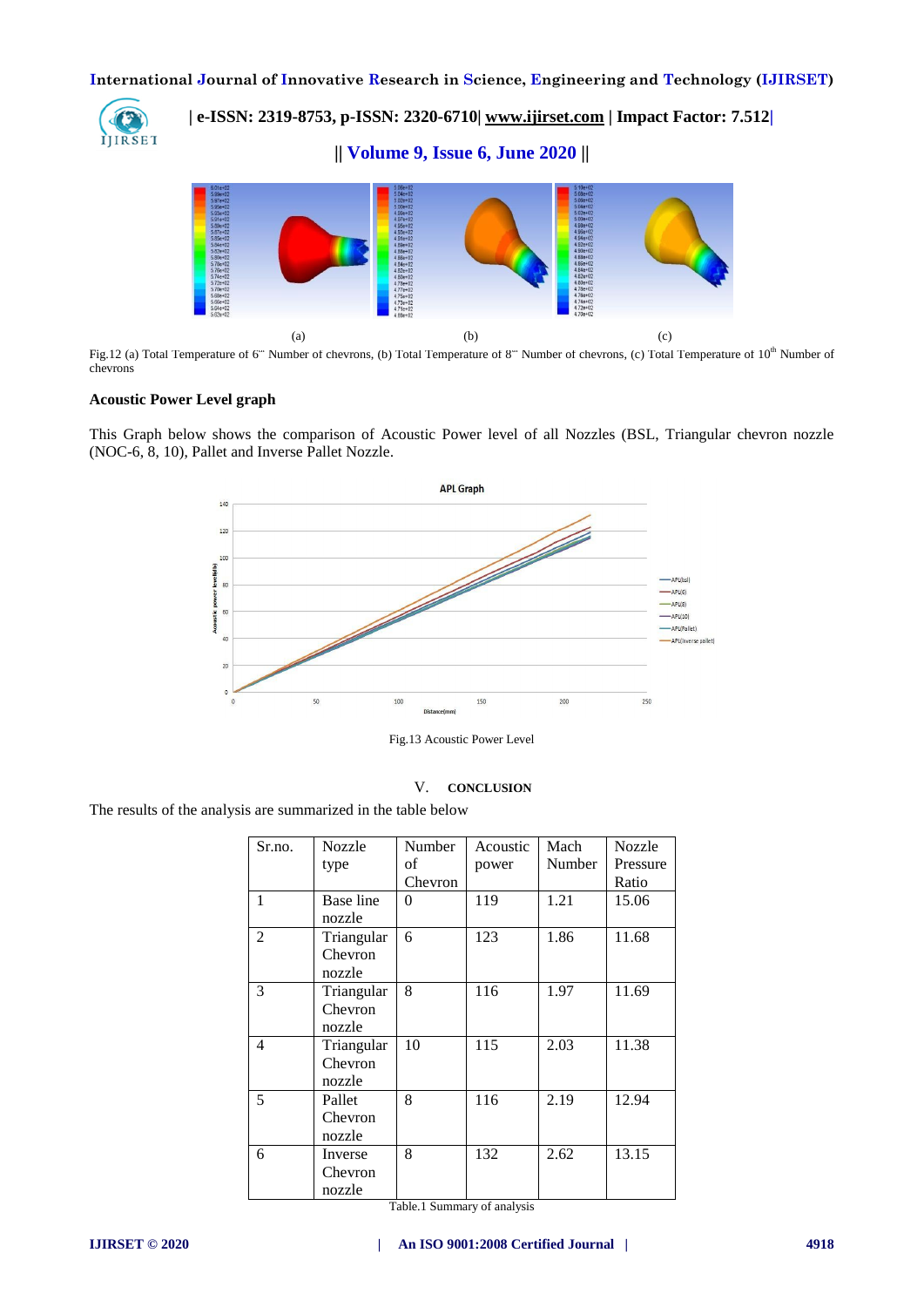(a) (b) (c)

Fig.12 (a) Total Temperature of 6[th] Number of chevrons, (b) Total Temperature of 8[th] Number of chevrons, (c) Total Temperature of 10[th] Number of chevrons

**Acoustic Power Level graph**

This Graph below shows the comparison of Acoustic Power level of all Nozzles (BSL, Triangular chevron nozzle (NOC-6, 8, 10), Pallet and Inverse Pallet Nozzle.

Fig.13 Acoustic Power Level

## V. CONCLUSION

The results of the analysis are summarized in the table below

| Sr.no. | Nozzle type | Number of Chevron | Acoustic power | Mach Number | Nozzle Pressure Ratio |
|---|---|---|---|---|---|
| 1 | Base line nozzle | 0 | 119 | 1.21 | 15.06 |
| 2 | Triangular Chevron nozzle | 6 | 123 | 1.86 | 11.68 |
| 3 | Triangular Chevron nozzle | 8 | 116 | 1.97 | 11.69 |
| 4 | Triangular Chevron nozzle | 10 | 115 | 2.03 | 11.38 |
| 5 | Pallet Chevron nozzle | 8 | 116 | 2.19 | 12.94 |
| 6 | Inverse Chevron nozzle | 8 | 132 | 2.62 | 13.15 |

Table.1 Summary of analysis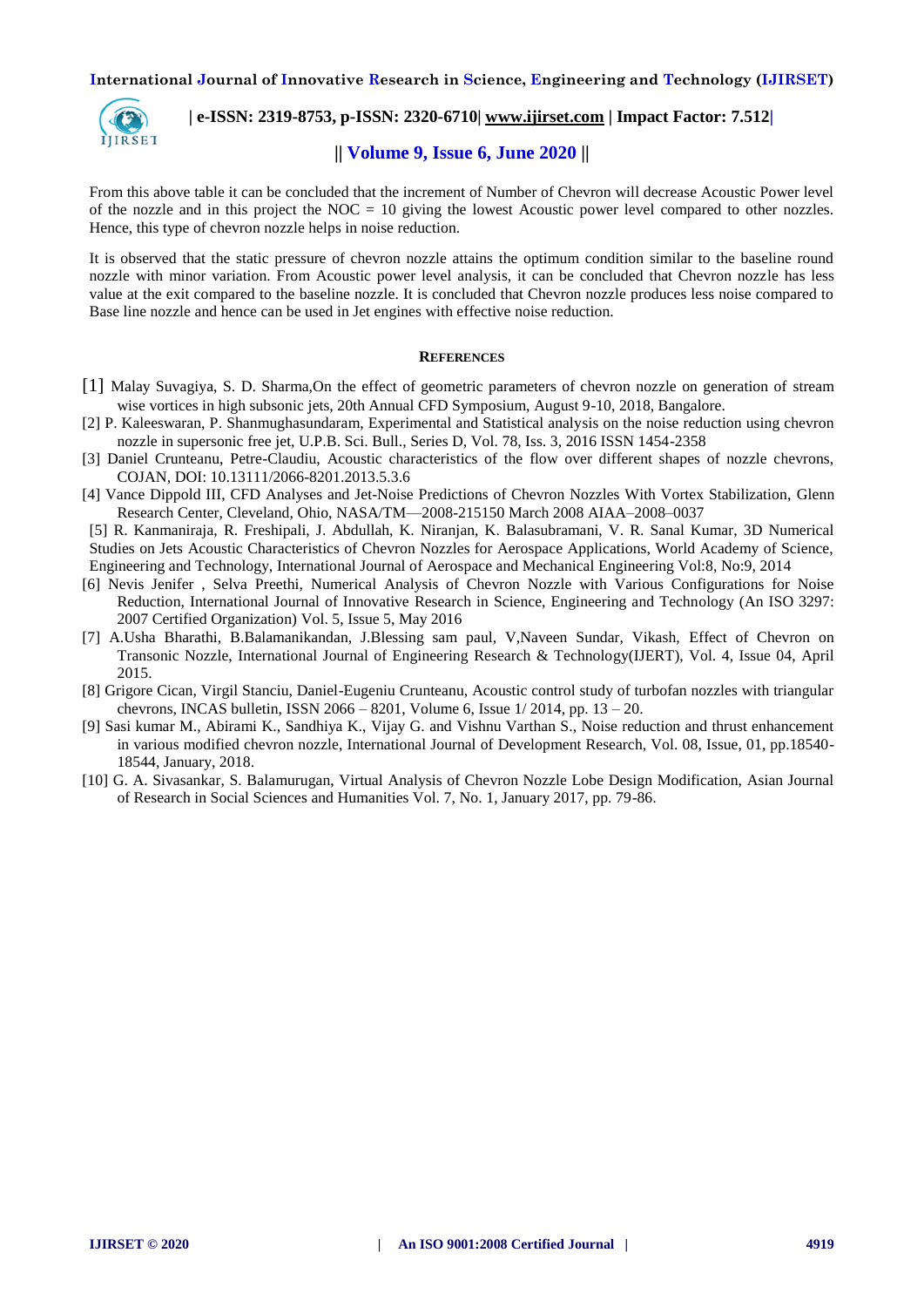From this above table it can be concluded that the increment of Number of Chevron will decrease Acoustic Power level of the nozzle and in this project the NOC = 10 giving the lowest Acoustic power level compared to other nozzles. Hence, this type of chevron nozzle helps in noise reduction.

It is observed that the static pressure of chevron nozzle attains the optimum condition similar to the baseline round nozzle with minor variation. From Acoustic power level analysis, it can be concluded that Chevron nozzle has less value at the exit compared to the baseline nozzle. It is concluded that Chevron nozzle produces less noise compared to Base line nozzle and hence can be used in Jet engines with effective noise reduction.

## REFERENCES

[1] Malay Suvagiya, S. D. Sharma,On the effect of geometric parameters of chevron nozzle on generation of stream wise vortices in high subsonic jets, 20th Annual CFD Symposium, August 9-10, 2018, Bangalore.

[2] P. Kaleeswaran, P. Shanmughasundaram, Experimental and Statistical analysis on the noise reduction using chevron nozzle in supersonic free jet, U.P.B. Sci. Bull., Series D, Vol. 78, Iss. 3, 2016 ISSN 1454-2358

[3] Daniel Crunteanu, Petre-Claudiu, Acoustic characteristics of the flow over different shapes of nozzle chevrons, COJAN, DOI: 10.13111/2066-8201.2013.5.3.6

[4] Vance Dippold III, CFD Analyses and Jet-Noise Predictions of Chevron Nozzles With Vortex Stabilization, Glenn Research Center, Cleveland, Ohio, NASA/TM—2008-215150 March 2008 AIAA–2008–0037

[5] R. Kanmaniraja, R. Freshipali, J. Abdullah, K. Niranjan, K. Balasubramani, V. R. Sanal Kumar, 3D Numerical Studies on Jets Acoustic Characteristics of Chevron Nozzles for Aerospace Applications, World Academy of Science, Engineering and Technology, International Journal of Aerospace and Mechanical Engineering Vol:8, No:9, 2014

[6] Nevis Jenifer , Selva Preethi, Numerical Analysis of Chevron Nozzle with Various Configurations for Noise Reduction, International Journal of Innovative Research in Science, Engineering and Technology (An ISO 3297: 2007 Certified Organization) Vol. 5, Issue 5, May 2016

[7] A.Usha Bharathi, B.Balamanikandan, J.Blessing sam paul, V,Naveen Sundar, Vikash, Effect of Chevron on Transonic Nozzle, International Journal of Engineering Research & Technology(IJERT), Vol. 4, Issue 04, April 2015.

[8] Grigore Cican, Virgil Stanciu, Daniel-Eugeniu Crunteanu, Acoustic control study of turbofan nozzles with triangular chevrons, INCAS bulletin, ISSN 2066 – 8201, Volume 6, Issue 1/ 2014, pp. 13 – 20.

[9] Sasi kumar M., Abirami K., Sandhiya K., Vijay G. and Vishnu Varthan S., Noise reduction and thrust enhancement in various modified chevron nozzle, International Journal of Development Research, Vol. 08, Issue, 01, pp.18540-18544, January, 2018.

[10] G. A. Sivasankar, S. Balamurugan, Virtual Analysis of Chevron Nozzle Lobe Design Modification, Asian Journal of Research in Social Sciences and Humanities Vol. 7, No. 1, January 2017, pp. 79-86.